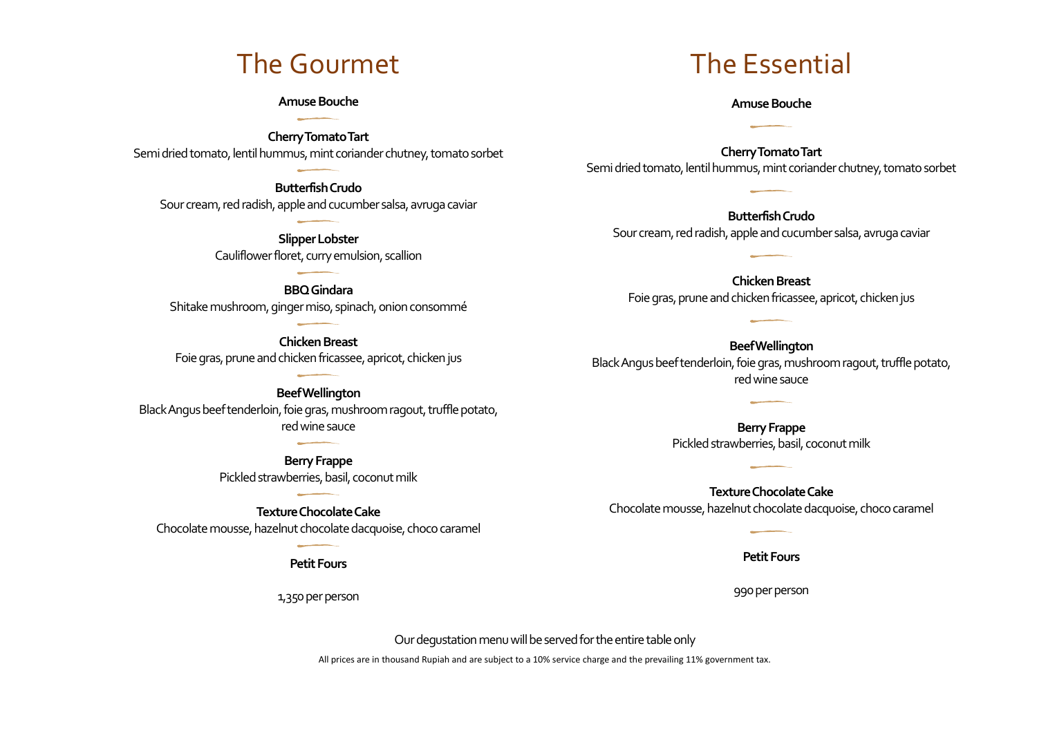# The Gourmet

**Amuse Bouche**

**Cherry Tomato Tart**
Semi dried tomato, lentil hummus, mint coriander chutney, tomato sorbet

**Butterfish Crudo**
Sour cream, red radish, apple and cucumber salsa, avruga caviar

**Slipper Lobster**
Cauliflower floret, curry emulsion, scallion

**BBQ Gindara**
Shitake mushroom, ginger miso, spinach, onion consommé

**Chicken Breast**
Foie gras, prune and chicken fricassee, apricot, chicken jus

**Beef Wellington**
Black Angus beef tenderloin, foie gras, mushroom ragout, truffle potato, red wine sauce

**Berry Frappe**
Pickled strawberries, basil, coconut milk

**Texture Chocolate Cake**
Chocolate mousse, hazelnut chocolate dacquoise, choco caramel

**Petit Fours**

1,350 per person

# The Essential

**Amuse Bouche**

**Cherry Tomato Tart**
Semi dried tomato, lentil hummus, mint coriander chutney, tomato sorbet

**Butterfish Crudo**
Sour cream, red radish, apple and cucumber salsa, avruga caviar

**Chicken Breast**
Foie gras, prune and chicken fricassee, apricot, chicken jus

**Beef Wellington**
Black Angus beef tenderloin, foie gras, mushroom ragout, truffle potato, red wine sauce

**Berry Frappe**
Pickled strawberries, basil, coconut milk

**Texture Chocolate Cake**
Chocolate mousse, hazelnut chocolate dacquoise, choco caramel

**Petit Fours**

990 per person

Our degustation menu will be served for the entire table only

All prices are in thousand Rupiah and are subject to a 10% service charge and the prevailing 11% government tax.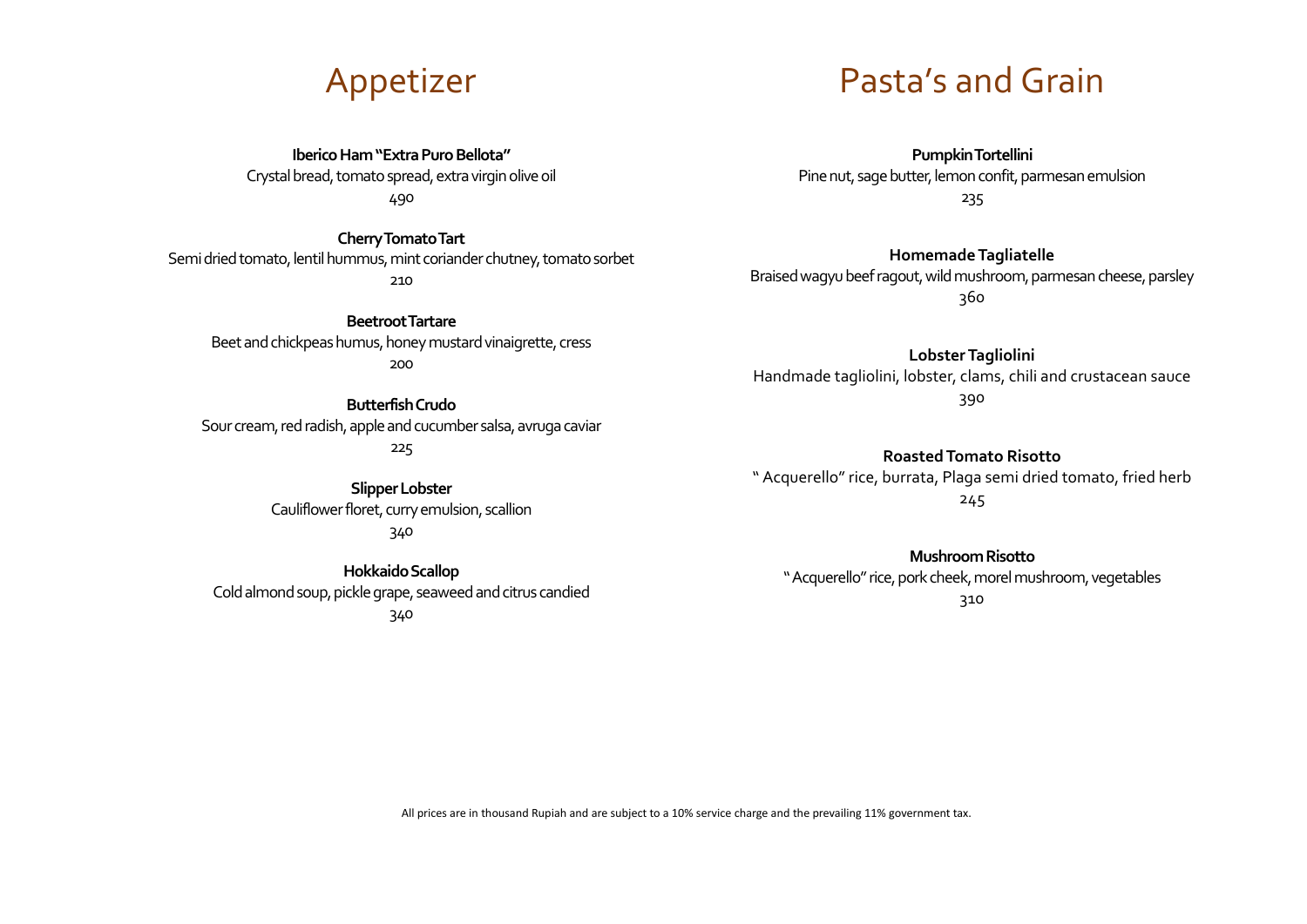# Appetizer

**Iberico Ham "Extra Puro Bellota"**
Crystal bread, tomato spread, extra virgin olive oil
490

**Cherry Tomato Tart**
Semi dried tomato, lentil hummus, mint coriander chutney, tomato sorbet
210

**Beetroot Tartare**
Beet and chickpeas humus, honey mustard vinaigrette, cress
200

**Butterfish Crudo**
Sour cream, red radish, apple and cucumber salsa, avruga caviar
225

**Slipper Lobster**
Cauliflower floret, curry emulsion, scallion
340

**Hokkaido Scallop**
Cold almond soup, pickle grape, seaweed and citrus candied
340

# Pasta's and Grain

**Pumpkin Tortellini**
Pine nut, sage butter, lemon confit, parmesan emulsion
235

**Homemade Tagliatelle**
Braised wagyu beef ragout, wild mushroom, parmesan cheese, parsley
360

**Lobster Tagliolini**
Handmade tagliolini, lobster, clams, chili and crustacean sauce
390

**Roasted Tomato Risotto**
" Acquerello" rice, burrata, Plaga semi dried tomato, fried herb
245

**Mushroom Risotto**
" Acquerello" rice, pork cheek, morel mushroom, vegetables
310

All prices are in thousand Rupiah and are subject to a 10% service charge and the prevailing 11% government tax.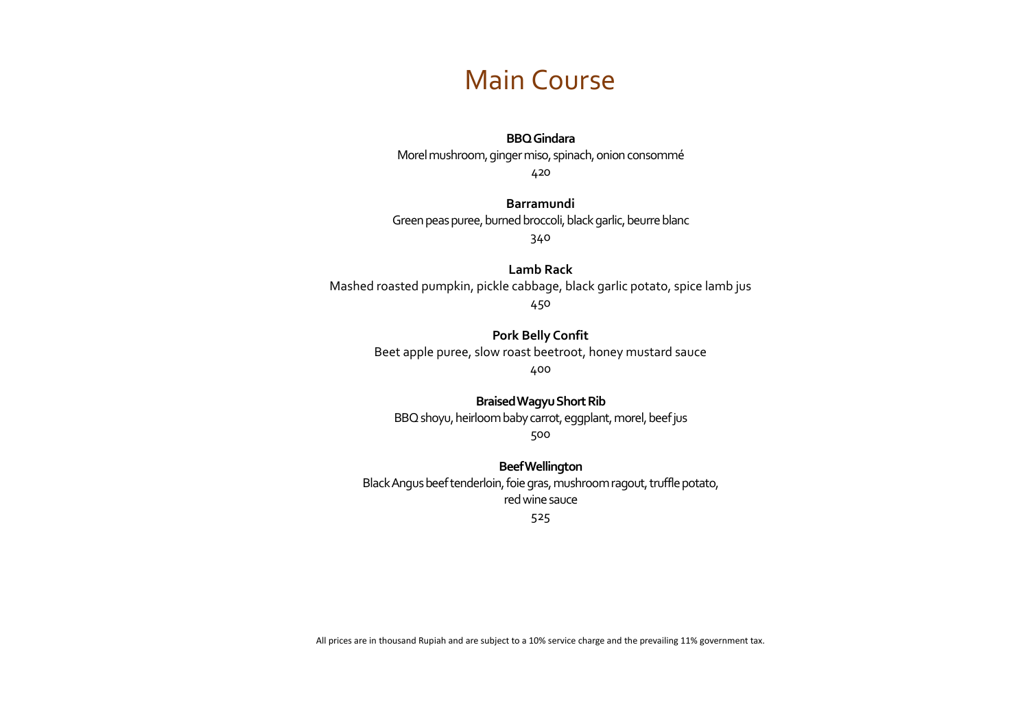# Main Course

**BBQ Gindara**
Morel mushroom, ginger miso, spinach, onion consommé
420

**Barramundi**
Green peas puree, burned broccoli, black garlic, beurre blanc
340

**Lamb Rack**
Mashed roasted pumpkin, pickle cabbage, black garlic potato, spice lamb jus
450

**Pork Belly Confit**
Beet apple puree, slow roast beetroot, honey mustard sauce
400

**Braised Wagyu Short Rib**
BBQ shoyu, heirloom baby carrot, eggplant, morel, beef jus
500

**Beef Wellington**
Black Angus beef tenderloin, foie gras, mushroom ragout, truffle potato,
red wine sauce
525

All prices are in thousand Rupiah and are subject to a 10% service charge and the prevailing 11% government tax.